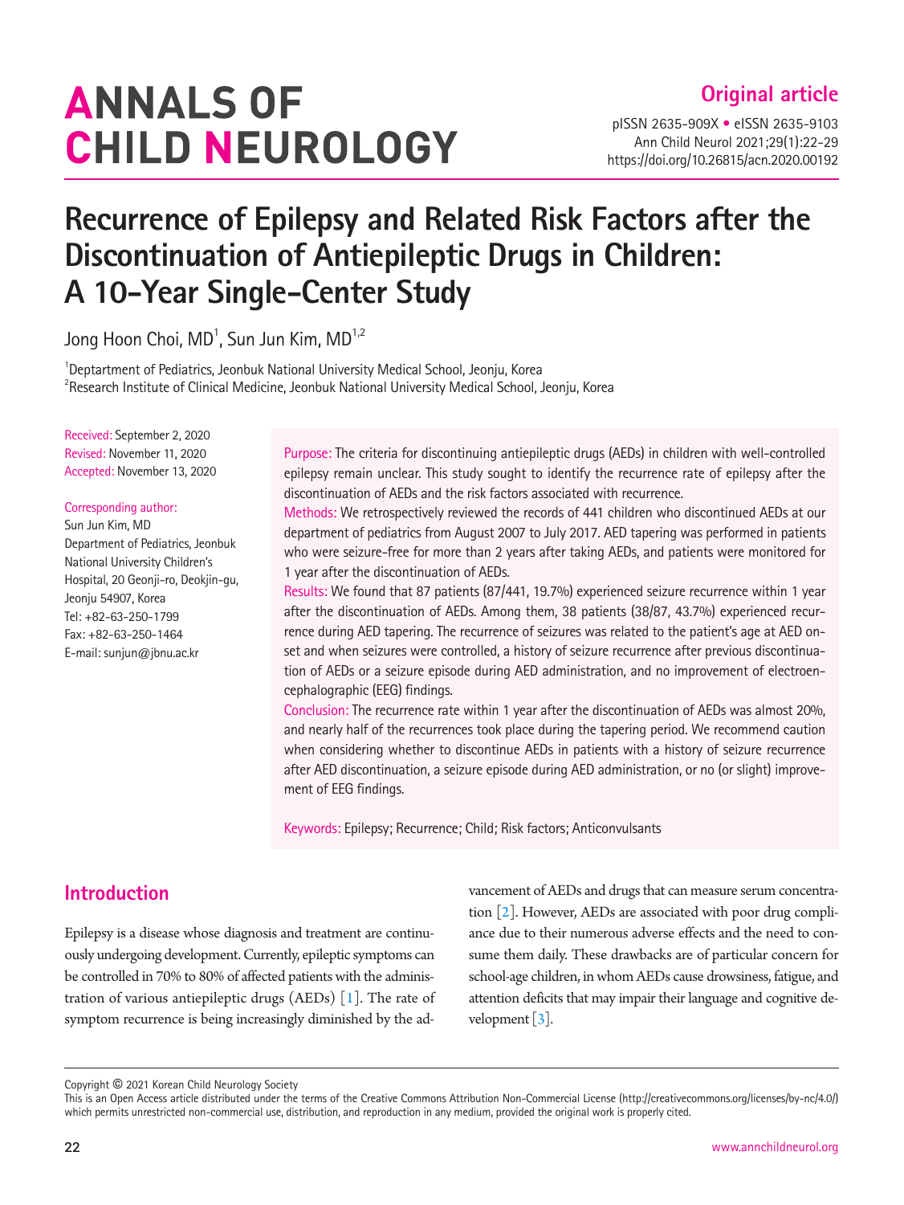Original article

# Recurrence of Epilepsy and Related Risk Factors after the Discontinuation of Antiepileptic Drugs in Children: A 10-Year Single-Center Study

Jong Hoon Choi, MD[1], Sun Jun Kim, MD[1,2]

[1]Deptartment of Pediatrics, Jeonbuk National University Medical School, Jeonju, Korea
[2]Research Institute of Clinical Medicine, Jeonbuk National University Medical School, Jeonju, Korea

Received: September 2, 2020
Revised: November 11, 2020
Accepted: November 13, 2020

Corresponding author:
Sun Jun Kim, MD
Department of Pediatrics, Jeonbuk National University Children's Hospital, 20 Geonji-ro, Deokjin-gu, Jeonju 54907, Korea
Tel: +82-63-250-1799
Fax: +82-63-250-1464
E-mail: sunjun@jbnu.ac.kr

**Purpose:** The criteria for discontinuing antiepileptic drugs (AEDs) in children with well-controlled epilepsy remain unclear. This study sought to identify the recurrence rate of epilepsy after the discontinuation of AEDs and the risk factors associated with recurrence.

**Methods:** We retrospectively reviewed the records of 441 children who discontinued AEDs at our department of pediatrics from August 2007 to July 2017. AED tapering was performed in patients who were seizure-free for more than 2 years after taking AEDs, and patients were monitored for 1 year after the discontinuation of AEDs.

**Results:** We found that 87 patients (87/441, 19.7%) experienced seizure recurrence within 1 year after the discontinuation of AEDs. Among them, 38 patients (38/87, 43.7%) experienced recurrence during AED tapering. The recurrence of seizures was related to the patient's age at AED onset and when seizures were controlled, a history of seizure recurrence after previous discontinuation of AEDs or a seizure episode during AED administration, and no improvement of electroencephalographic (EEG) findings.

**Conclusion:** The recurrence rate within 1 year after the discontinuation of AEDs was almost 20%, and nearly half of the recurrences took place during the tapering period. We recommend caution when considering whether to discontinue AEDs in patients with a history of seizure recurrence after AED discontinuation, a seizure episode during AED administration, or no (or slight) improvement of EEG findings.

**Keywords:** Epilepsy; Recurrence; Child; Risk factors; Anticonvulsants

## Introduction

Epilepsy is a disease whose diagnosis and treatment are continuously undergoing development. Currently, epileptic symptoms can be controlled in 70% to 80% of affected patients with the administration of various antiepileptic drugs (AEDs) [1]. The rate of symptom recurrence is being increasingly diminished by the advancement of AEDs and drugs that can measure serum concentration [2]. However, AEDs are associated with poor drug compliance due to their numerous adverse effects and the need to consume them daily. These drawbacks are of particular concern for school-age children, in whom AEDs cause drowsiness, fatigue, and attention deficits that may impair their language and cognitive development [3].

Copyright © 2021 Korean Child Neurology Society
This is an Open Access article distributed under the terms of the Creative Commons Attribution Non-Commercial License (http://creativecommons.org/licenses/by-nc/4.0/) which permits unrestricted non-commercial use, distribution, and reproduction in any medium, provided the original work is properly cited.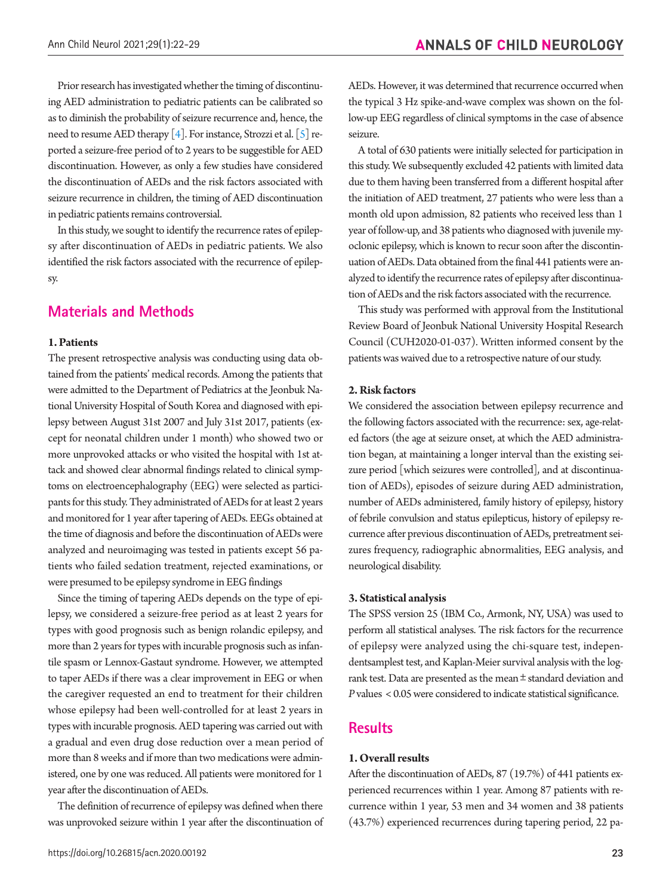Prior research has investigated whether the timing of discontinuing AED administration to pediatric patients can be calibrated so as to diminish the probability of seizure recurrence and, hence, the need to resume AED therapy [4]. For instance, Strozzi et al. [5] reported a seizure-free period of to 2 years to be suggestible for AED discontinuation. However, as only a few studies have considered the discontinuation of AEDs and the risk factors associated with seizure recurrence in children, the timing of AED discontinuation in pediatric patients remains controversial.

In this study, we sought to identify the recurrence rates of epilepsy after discontinuation of AEDs in pediatric patients. We also identified the risk factors associated with the recurrence of epilepsy.

## Materials and Methods

### 1. Patients

The present retrospective analysis was conducting using data obtained from the patients' medical records. Among the patients that were admitted to the Department of Pediatrics at the Jeonbuk National University Hospital of South Korea and diagnosed with epilepsy between August 31st 2007 and July 31st 2017, patients (except for neonatal children under 1 month) who showed two or more unprovoked attacks or who visited the hospital with 1st attack and showed clear abnormal findings related to clinical symptoms on electroencephalography (EEG) were selected as participants for this study. They administrated of AEDs for at least 2 years and monitored for 1 year after tapering of AEDs. EEGs obtained at the time of diagnosis and before the discontinuation of AEDs were analyzed and neuroimaging was tested in patients except 56 patients who failed sedation treatment, rejected examinations, or were presumed to be epilepsy syndrome in EEG findings

Since the timing of tapering AEDs depends on the type of epilepsy, we considered a seizure-free period as at least 2 years for types with good prognosis such as benign rolandic epilepsy, and more than 2 years for types with incurable prognosis such as infantile spasm or Lennox-Gastaut syndrome. However, we attempted to taper AEDs if there was a clear improvement in EEG or when the caregiver requested an end to treatment for their children whose epilepsy had been well-controlled for at least 2 years in types with incurable prognosis. AED tapering was carried out with a gradual and even drug dose reduction over a mean period of more than 8 weeks and if more than two medications were administered, one by one was reduced. All patients were monitored for 1 year after the discontinuation of AEDs.

The definition of recurrence of epilepsy was defined when there was unprovoked seizure within 1 year after the discontinuation of AEDs. However, it was determined that recurrence occurred when the typical 3 Hz spike-and-wave complex was shown on the follow-up EEG regardless of clinical symptoms in the case of absence seizure.

A total of 630 patients were initially selected for participation in this study. We subsequently excluded 42 patients with limited data due to them having been transferred from a different hospital after the initiation of AED treatment, 27 patients who were less than a month old upon admission, 82 patients who received less than 1 year of follow-up, and 38 patients who diagnosed with juvenile myoclonic epilepsy, which is known to recur soon after the discontinuation of AEDs. Data obtained from the final 441 patients were analyzed to identify the recurrence rates of epilepsy after discontinuation of AEDs and the risk factors associated with the recurrence.

This study was performed with approval from the Institutional Review Board of Jeonbuk National University Hospital Research Council (CUH2020-01-037). Written informed consent by the patients was waived due to a retrospective nature of our study.

### 2. Risk factors

We considered the association between epilepsy recurrence and the following factors associated with the recurrence: sex, age-related factors (the age at seizure onset, at which the AED administration began, at maintaining a longer interval than the existing seizure period [which seizures were controlled], and at discontinuation of AEDs), episodes of seizure during AED administration, number of AEDs administered, family history of epilepsy, history of febrile convulsion and status epilepticus, history of epilepsy recurrence after previous discontinuation of AEDs, pretreatment seizures frequency, radiographic abnormalities, EEG analysis, and neurological disability.

### 3. Statistical analysis

The SPSS version 25 (IBM Co., Armonk, NY, USA) was used to perform all statistical analyses. The risk factors for the recurrence of epilepsy were analyzed using the chi-square test, independentsamplest test, and Kaplan-Meier survival analysis with the log-rank test. Data are presented as the mean ± standard deviation and *P* values < 0.05 were considered to indicate statistical significance.

## Results

### 1. Overall results

After the discontinuation of AEDs, 87 (19.7%) of 441 patients experienced recurrences within 1 year. Among 87 patients with recurrence within 1 year, 53 men and 34 women and 38 patients (43.7%) experienced recurrences during tapering period, 22 pa-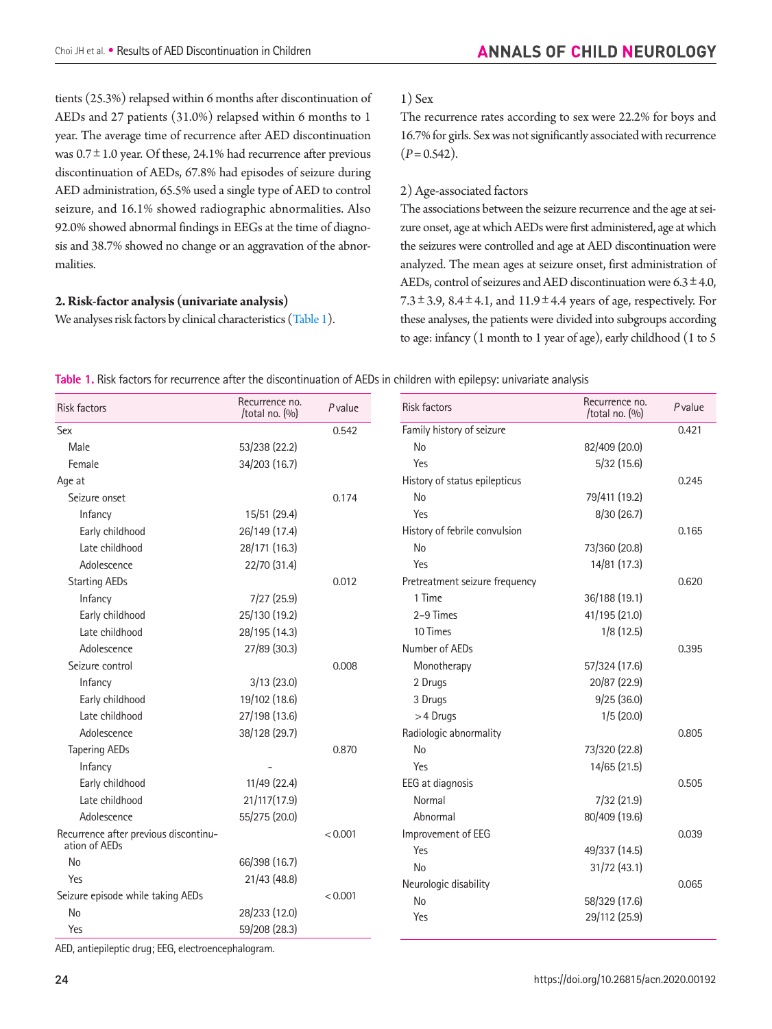tients (25.3%) relapsed within 6 months after discontinuation of AEDs and 27 patients (31.0%) relapsed within 6 months to 1 year. The average time of recurrence after AED discontinuation was 0.7 ± 1.0 year. Of these, 24.1% had recurrence after previous discontinuation of AEDs, 67.8% had episodes of seizure during AED administration, 65.5% used a single type of AED to control seizure, and 16.1% showed radiographic abnormalities. Also 92.0% showed abnormal findings in EEGs at the time of diagnosis and 38.7% showed no change or an aggravation of the abnormalities.

**2. Risk-factor analysis (univariate analysis)**

We analyses risk factors by clinical characteristics (Table 1).

1) Sex

The recurrence rates according to sex were 22.2% for boys and 16.7% for girls. Sex was not significantly associated with recurrence ($P$ = 0.542).

2) Age-associated factors

The associations between the seizure recurrence and the age at seizure onset, age at which AEDs were first administered, age at which the seizures were controlled and age at AED discontinuation were analyzed. The mean ages at seizure onset, first administration of AEDs, control of seizures and AED discontinuation were 6.3 ± 4.0, 7.3 ± 3.9, 8.4 ± 4.1, and 11.9 ± 4.4 years of age, respectively. For these analyses, the patients were divided into subgroups according to age: infancy (1 month to 1 year of age), early childhood (1 to 5

**Table 1.** Risk factors for recurrence after the discontinuation of AEDs in children with epilepsy: univariate analysis

| Risk factors | Recurrence no. /total no. (%) | *P* value |
|---|---|---|
| Sex | | 0.542 |
| Male | 53/238 (22.2) | |
| Female | 34/203 (16.7) | |
| Age at | | |
| Seizure onset | | 0.174 |
| Infancy | 15/51 (29.4) | |
| Early childhood | 26/149 (17.4) | |
| Late childhood | 28/171 (16.3) | |
| Adolescence | 22/70 (31.4) | |
| Starting AEDs | | 0.012 |
| Infancy | 7/27 (25.9) | |
| Early childhood | 25/130 (19.2) | |
| Late childhood | 28/195 (14.3) | |
| Adolescence | 27/89 (30.3) | |
| Seizure control | | 0.008 |
| Infancy | 3/13 (23.0) | |
| Early childhood | 19/102 (18.6) | |
| Late childhood | 27/198 (13.6) | |
| Adolescence | 38/128 (29.7) | |
| Tapering AEDs | | 0.870 |
| Infancy | - | |
| Early childhood | 11/49 (22.4) | |
| Late childhood | 21/117(17.9) | |
| Adolescence | 55/275 (20.0) | |
| Recurrence after previous discontinuation of AEDs | | <0.001 |
| No | 66/398 (16.7) | |
| Yes | 21/43 (48.8) | |
| Seizure episode while taking AEDs | | <0.001 |
| No | 28/233 (12.0) | |
| Yes | 59/208 (28.3) | |
| Family history of seizure | | 0.421 |
| No | 82/409 (20.0) | |
| Yes | 5/32 (15.6) | |
| History of status epilepticus | | 0.245 |
| No | 79/411 (19.2) | |
| Yes | 8/30 (26.7) | |
| History of febrile convulsion | | 0.165 |
| No | 73/360 (20.8) | |
| Yes | 14/81 (17.3) | |
| Pretreatment seizure frequency | | 0.620 |
| 1 Time | 36/188 (19.1) | |
| 2–9 Times | 41/195 (21.0) | |
| 10 Times | 1/8 (12.5) | |
| Number of AEDs | | 0.395 |
| Monotherapy | 57/324 (17.6) | |
| 2 Drugs | 20/87 (22.9) | |
| 3 Drugs | 9/25 (36.0) | |
| >4 Drugs | 1/5 (20.0) | |
| Radiologic abnormality | | 0.805 |
| No | 73/320 (22.8) | |
| Yes | 14/65 (21.5) | |
| EEG at diagnosis | | 0.505 |
| Normal | 7/32 (21.9) | |
| Abnormal | 80/409 (19.6) | |
| Improvement of EEG | | 0.039 |
| Yes | 49/337 (14.5) | |
| No | 31/72 (43.1) | |
| Neurologic disability | | 0.065 |
| No | 58/329 (17.6) | |
| Yes | 29/112 (25.9) | |

AED, antiepileptic drug; EEG, electroencephalogram.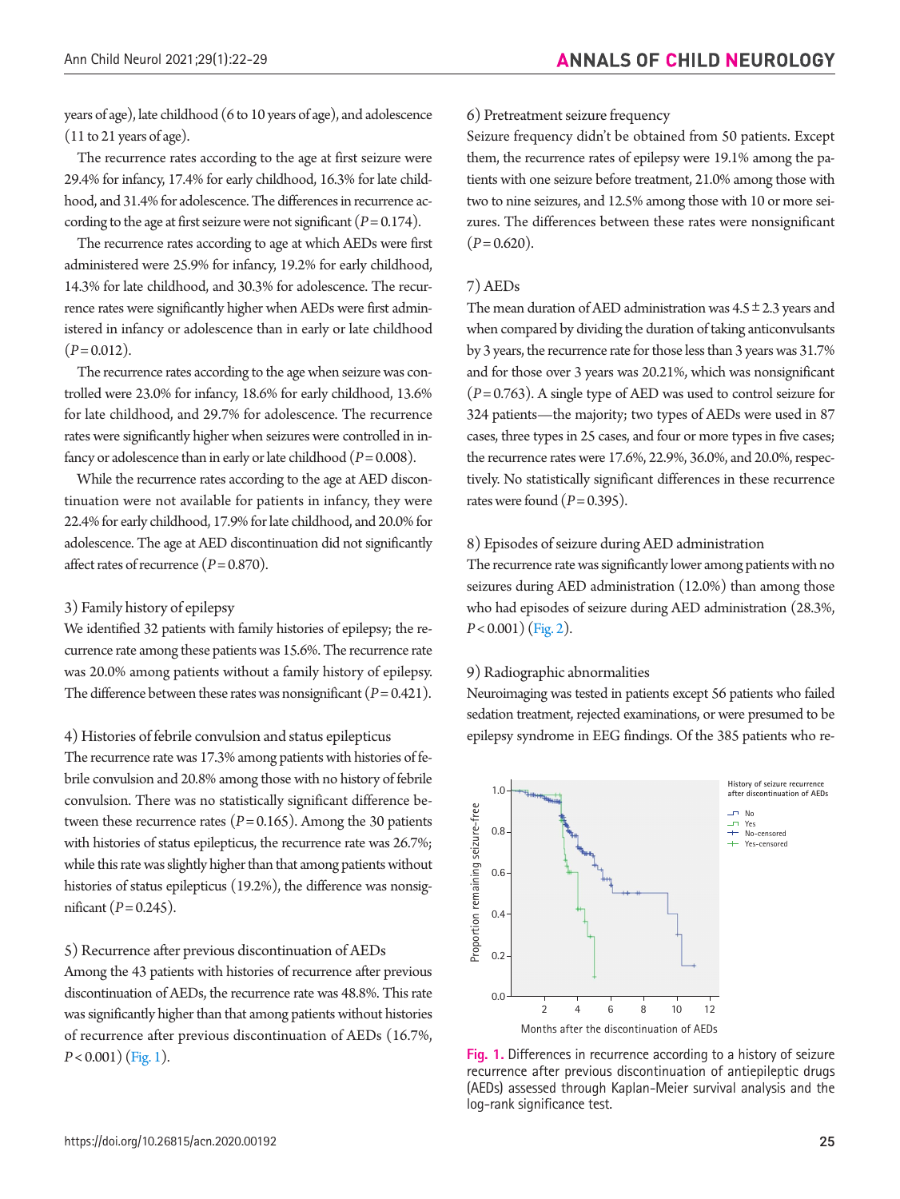years of age), late childhood (6 to 10 years of age), and adolescence (11 to 21 years of age).

The recurrence rates according to the age at first seizure were 29.4% for infancy, 17.4% for early childhood, 16.3% for late childhood, and 31.4% for adolescence. The differences in recurrence according to the age at first seizure were not significant ($P=0.174$).

The recurrence rates according to age at which AEDs were first administered were 25.9% for infancy, 19.2% for early childhood, 14.3% for late childhood, and 30.3% for adolescence. The recurrence rates were significantly higher when AEDs were first administered in infancy or adolescence than in early or late childhood ($P=0.012$).

The recurrence rates according to the age when seizure was controlled were 23.0% for infancy, 18.6% for early childhood, 13.6% for late childhood, and 29.7% for adolescence. The recurrence rates were significantly higher when seizures were controlled in infancy or adolescence than in early or late childhood ($P=0.008$).

While the recurrence rates according to the age at AED discontinuation were not available for patients in infancy, they were 22.4% for early childhood, 17.9% for late childhood, and 20.0% for adolescence. The age at AED discontinuation did not significantly affect rates of recurrence ($P=0.870$).

### 3) Family history of epilepsy

We identified 32 patients with family histories of epilepsy; the recurrence rate among these patients was 15.6%. The recurrence rate was 20.0% among patients without a family history of epilepsy. The difference between these rates was nonsignificant ($P=0.421$).

### 4) Histories of febrile convulsion and status epilepticus

The recurrence rate was 17.3% among patients with histories of febrile convulsion and 20.8% among those with no history of febrile convulsion. There was no statistically significant difference between these recurrence rates ($P=0.165$). Among the 30 patients with histories of status epilepticus, the recurrence rate was 26.7%; while this rate was slightly higher than that among patients without histories of status epilepticus (19.2%), the difference was nonsignificant ($P=0.245$).

### 5) Recurrence after previous discontinuation of AEDs

Among the 43 patients with histories of recurrence after previous discontinuation of AEDs, the recurrence rate was 48.8%. This rate was significantly higher than that among patients without histories of recurrence after previous discontinuation of AEDs (16.7%, $P<0.001$) (Fig. 1).

### 6) Pretreatment seizure frequency

Seizure frequency didn't be obtained from 50 patients. Except them, the recurrence rates of epilepsy were 19.1% among the patients with one seizure before treatment, 21.0% among those with two to nine seizures, and 12.5% among those with 10 or more seizures. The differences between these rates were nonsignificant ($P=0.620$).

### 7) AEDs

The mean duration of AED administration was $4.5\pm2.3$ years and when compared by dividing the duration of taking anticonvulsants by 3 years, the recurrence rate for those less than 3 years was 31.7% and for those over 3 years was 20.21%, which was nonsignificant ($P=0.763$). A single type of AED was used to control seizure for 324 patients—the majority; two types of AEDs were used in 87 cases, three types in 25 cases, and four or more types in five cases; the recurrence rates were 17.6%, 22.9%, 36.0%, and 20.0%, respectively. No statistically significant differences in these recurrence rates were found ($P=0.395$).

### 8) Episodes of seizure during AED administration

The recurrence rate was significantly lower among patients with no seizures during AED administration (12.0%) than among those who had episodes of seizure during AED administration (28.3%, $P<0.001$) (Fig. 2).

### 9) Radiographic abnormalities

Neuroimaging was tested in patients except 56 patients who failed sedation treatment, rejected examinations, or were presumed to be epilepsy syndrome in EEG findings. Of the 385 patients who re-

Fig. 1. Differences in recurrence according to a history of seizure recurrence after previous discontinuation of antiepileptic drugs (AEDs) assessed through Kaplan-Meier survival analysis and the log-rank significance test.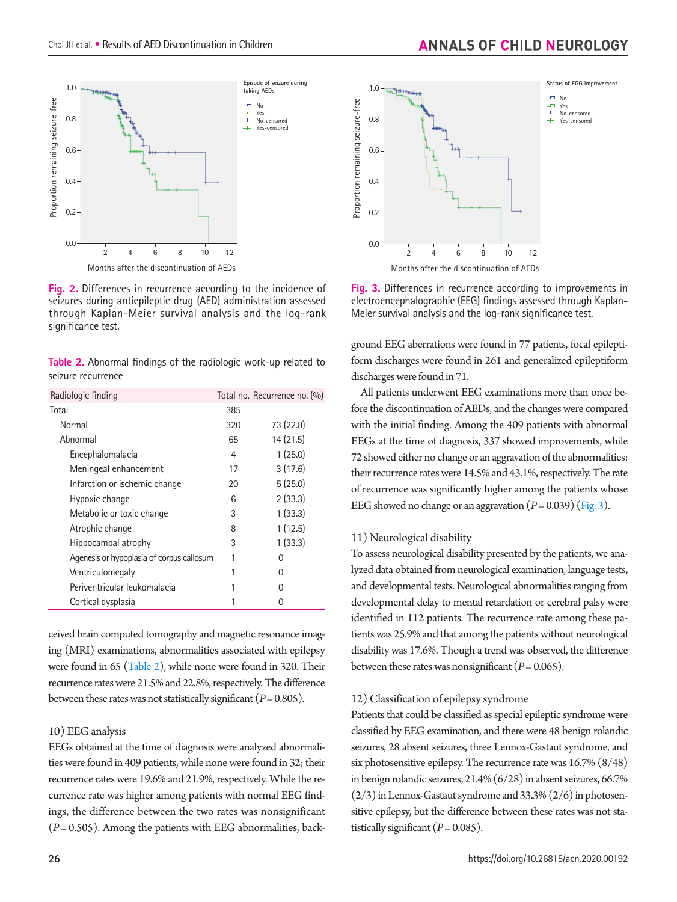Fig. 2. Differences in recurrence according to the incidence of seizures during antiepileptic drug (AED) administration assessed through Kaplan-Meier survival analysis and the log-rank significance test.

Fig. 3. Differences in recurrence according to improvements in electroencephalographic (EEG) findings assessed through Kaplan-Meier survival analysis and the log-rank significance test.

Table 2. Abnormal findings of the radiologic work-up related to seizure recurrence

| Radiologic finding | Total no. | Recurrence no. (%) |
|---|---|---|
| Total | 385 | |
| Normal | 320 | 73 (22.8) |
| Abnormal | 65 | 14 (21.5) |
| Encephalomalacia | 4 | 1 (25.0) |
| Meningeal enhancement | 17 | 3 (17.6) |
| Infarction or ischemic change | 20 | 5 (25.0) |
| Hypoxic change | 6 | 2 (33.3) |
| Metabolic or toxic change | 3 | 1 (33.3) |
| Atrophic change | 8 | 1 (12.5) |
| Hippocampal atrophy | 3 | 1 (33.3) |
| Agenesis or hypoplasia of corpus callosum | 1 | 0 |
| Ventriculomegaly | 1 | 0 |
| Periventricular leukomalacia | 1 | 0 |
| Cortical dysplasia | 1 | 0 |

ceived brain computed tomography and magnetic resonance imaging (MRI) examinations, abnormalities associated with epilepsy were found in 65 (Table 2), while none were found in 320. Their recurrence rates were 21.5% and 22.8%, respectively. The difference between these rates was not statistically significant ($P=0.805$).

### 10) EEG analysis

EEGs obtained at the time of diagnosis were analyzed abnormalities were found in 409 patients, while none were found in 32; their recurrence rates were 19.6% and 21.9%, respectively. While the recurrence rate was higher among patients with normal EEG findings, the difference between the two rates was nonsignificant ($P=0.505$). Among the patients with EEG abnormalities, background EEG aberrations were found in 77 patients, focal epileptiform discharges were found in 261 and generalized epileptiform discharges were found in 71.

All patients underwent EEG examinations more than once before the discontinuation of AEDs, and the changes were compared with the initial finding. Among the 409 patients with abnormal EEGs at the time of diagnosis, 337 showed improvements, while 72 showed either no change or an aggravation of the abnormalities; their recurrence rates were 14.5% and 43.1%, respectively. The rate of recurrence was significantly higher among the patients whose EEG showed no change or an aggravation ($P=0.039$) (Fig. 3).

### 11) Neurological disability

To assess neurological disability presented by the patients, we analyzed data obtained from neurological examination, language tests, and developmental tests. Neurological abnormalities ranging from developmental delay to mental retardation or cerebral palsy were identified in 112 patients. The recurrence rate among these patients was 25.9% and that among the patients without neurological disability was 17.6%. Though a trend was observed, the difference between these rates was nonsignificant ($P=0.065$).

### 12) Classification of epilepsy syndrome

Patients that could be classified as special epileptic syndrome were classified by EEG examination, and there were 48 benign rolandic seizures, 28 absent seizures, three Lennox-Gastaut syndrome, and six photosensitive epilepsy. The recurrence rate was 16.7% (8/48) in benign rolandic seizures, 21.4% (6/28) in absent seizures, 66.7% (2/3) in Lennox-Gastaut syndrome and 33.3% (2/6) in photosensitive epilepsy, but the difference between these rates was not statistically significant ($P=0.085$).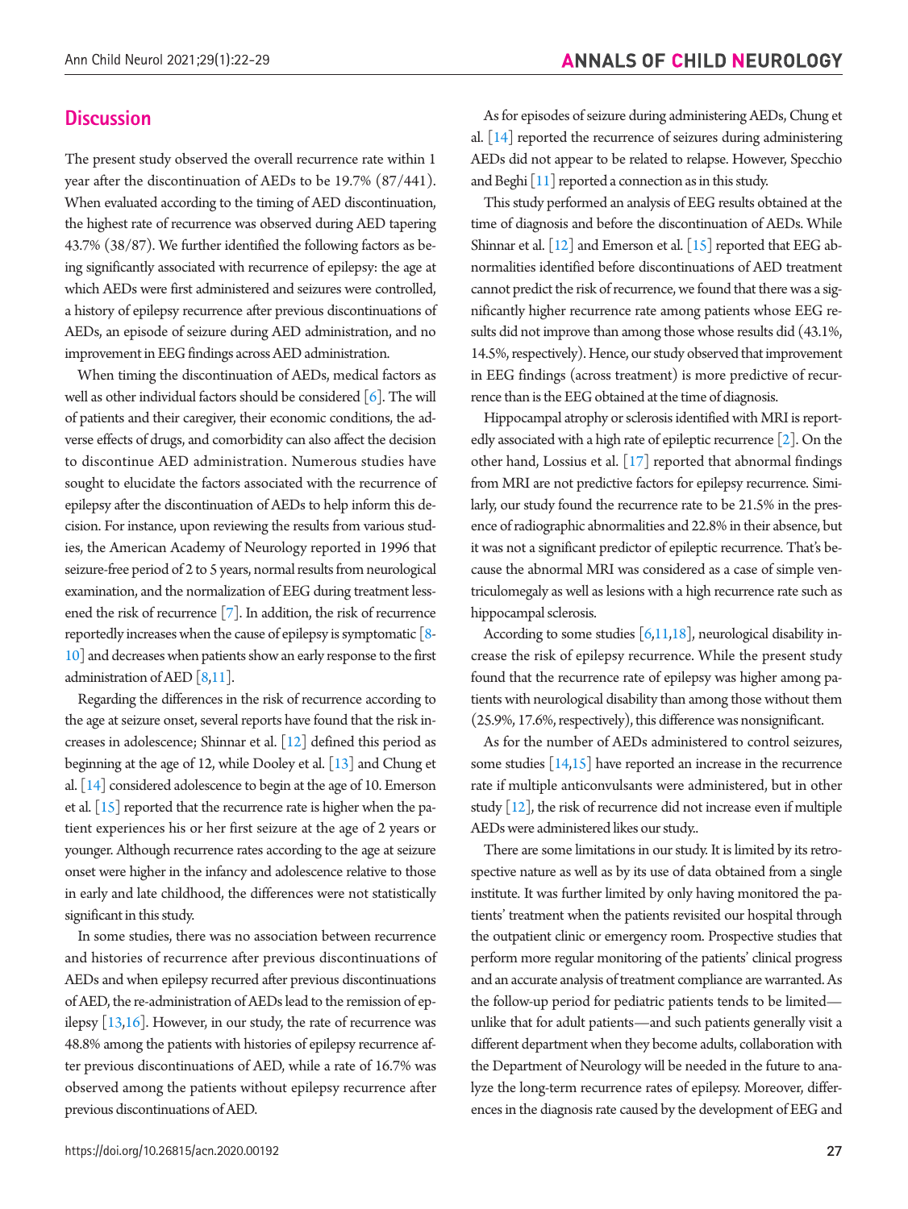## Discussion

The present study observed the overall recurrence rate within 1 year after the discontinuation of AEDs to be 19.7% (87/441). When evaluated according to the timing of AED discontinuation, the highest rate of recurrence was observed during AED tapering 43.7% (38/87). We further identified the following factors as being significantly associated with recurrence of epilepsy: the age at which AEDs were first administered and seizures were controlled, a history of epilepsy recurrence after previous discontinuations of AEDs, an episode of seizure during AED administration, and no improvement in EEG findings across AED administration.

When timing the discontinuation of AEDs, medical factors as well as other individual factors should be considered [6]. The will of patients and their caregiver, their economic conditions, the adverse effects of drugs, and comorbidity can also affect the decision to discontinue AED administration. Numerous studies have sought to elucidate the factors associated with the recurrence of epilepsy after the discontinuation of AEDs to help inform this decision. For instance, upon reviewing the results from various studies, the American Academy of Neurology reported in 1996 that seizure-free period of 2 to 5 years, normal results from neurological examination, and the normalization of EEG during treatment lessened the risk of recurrence [7]. In addition, the risk of recurrence reportedly increases when the cause of epilepsy is symptomatic [8-10] and decreases when patients show an early response to the first administration of AED [8,11].

Regarding the differences in the risk of recurrence according to the age at seizure onset, several reports have found that the risk increases in adolescence; Shinnar et al. [12] defined this period as beginning at the age of 12, while Dooley et al. [13] and Chung et al. [14] considered adolescence to begin at the age of 10. Emerson et al. [15] reported that the recurrence rate is higher when the patient experiences his or her first seizure at the age of 2 years or younger. Although recurrence rates according to the age at seizure onset were higher in the infancy and adolescence relative to those in early and late childhood, the differences were not statistically significant in this study.

In some studies, there was no association between recurrence and histories of recurrence after previous discontinuations of AEDs and when epilepsy recurred after previous discontinuations of AED, the re-administration of AEDs lead to the remission of epilepsy [13,16]. However, in our study, the rate of recurrence was 48.8% among the patients with histories of epilepsy recurrence after previous discontinuations of AED, while a rate of 16.7% was observed among the patients without epilepsy recurrence after previous discontinuations of AED.

As for episodes of seizure during administering AEDs, Chung et al. [14] reported the recurrence of seizures during administering AEDs did not appear to be related to relapse. However, Specchio and Beghi [11] reported a connection as in this study.

This study performed an analysis of EEG results obtained at the time of diagnosis and before the discontinuation of AEDs. While Shinnar et al. [12] and Emerson et al. [15] reported that EEG abnormalities identified before discontinuations of AED treatment cannot predict the risk of recurrence, we found that there was a significantly higher recurrence rate among patients whose EEG results did not improve than among those whose results did (43.1%, 14.5%, respectively). Hence, our study observed that improvement in EEG findings (across treatment) is more predictive of recurrence than is the EEG obtained at the time of diagnosis.

Hippocampal atrophy or sclerosis identified with MRI is reportedly associated with a high rate of epileptic recurrence [2]. On the other hand, Lossius et al. [17] reported that abnormal findings from MRI are not predictive factors for epilepsy recurrence. Similarly, our study found the recurrence rate to be 21.5% in the presence of radiographic abnormalities and 22.8% in their absence, but it was not a significant predictor of epileptic recurrence. That's because the abnormal MRI was considered as a case of simple ventriculomegaly as well as lesions with a high recurrence rate such as hippocampal sclerosis.

According to some studies [6,11,18], neurological disability increase the risk of epilepsy recurrence. While the present study found that the recurrence rate of epilepsy was higher among patients with neurological disability than among those without them (25.9%, 17.6%, respectively), this difference was nonsignificant.

As for the number of AEDs administered to control seizures, some studies [14,15] have reported an increase in the recurrence rate if multiple anticonvulsants were administered, but in other study [12], the risk of recurrence did not increase even if multiple AEDs were administered likes our study..

There are some limitations in our study. It is limited by its retrospective nature as well as by its use of data obtained from a single institute. It was further limited by only having monitored the patients' treatment when the patients revisited our hospital through the outpatient clinic or emergency room. Prospective studies that perform more regular monitoring of the patients' clinical progress and an accurate analysis of treatment compliance are warranted. As the follow-up period for pediatric patients tends to be limited—unlike that for adult patients—and such patients generally visit a different department when they become adults, collaboration with the Department of Neurology will be needed in the future to analyze the long-term recurrence rates of epilepsy. Moreover, differences in the diagnosis rate caused by the development of EEG and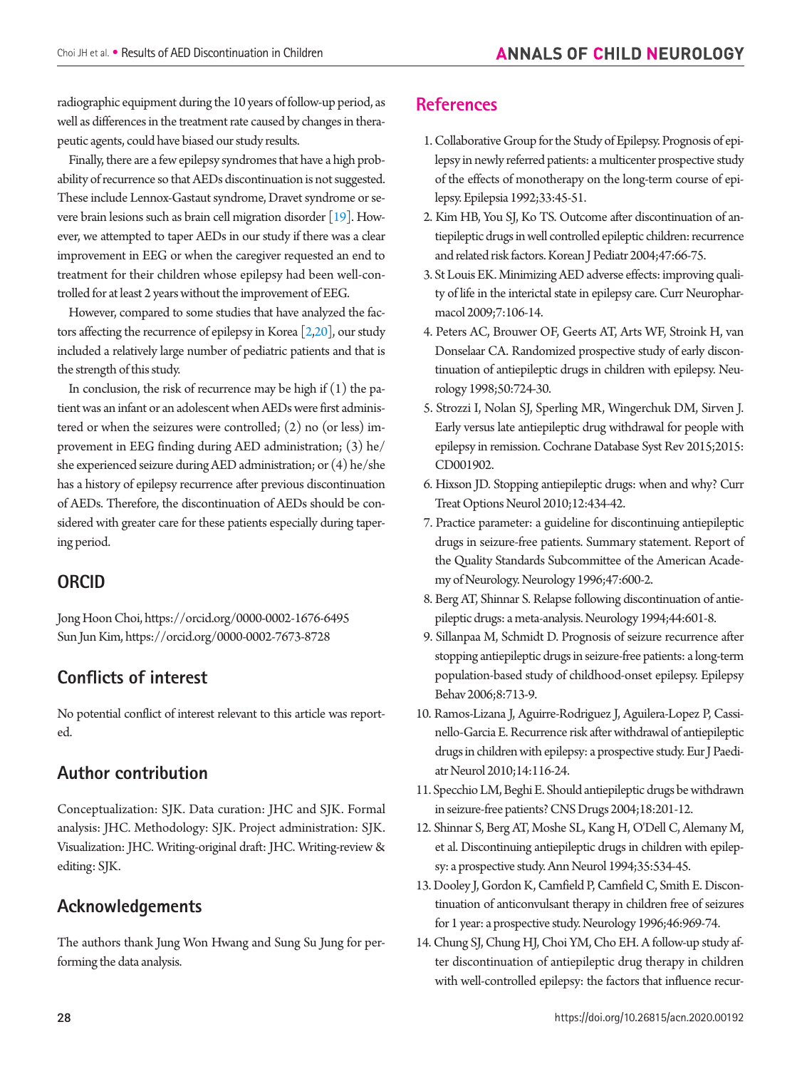radiographic equipment during the 10 years of follow-up period, as well as differences in the treatment rate caused by changes in therapeutic agents, could have biased our study results.

Finally, there are a few epilepsy syndromes that have a high probability of recurrence so that AEDs discontinuation is not suggested. These include Lennox-Gastaut syndrome, Dravet syndrome or severe brain lesions such as brain cell migration disorder [19]. However, we attempted to taper AEDs in our study if there was a clear improvement in EEG or when the caregiver requested an end to treatment for their children whose epilepsy had been well-controlled for at least 2 years without the improvement of EEG.

However, compared to some studies that have analyzed the factors affecting the recurrence of epilepsy in Korea [2,20], our study included a relatively large number of pediatric patients and that is the strength of this study.

In conclusion, the risk of recurrence may be high if (1) the patient was an infant or an adolescent when AEDs were first administered or when the seizures were controlled; (2) no (or less) improvement in EEG finding during AED administration; (3) he/she experienced seizure during AED administration; or (4) he/she has a history of epilepsy recurrence after previous discontinuation of AEDs. Therefore, the discontinuation of AEDs should be considered with greater care for these patients especially during tapering period.

## ORCID

Jong Hoon Choi, https://orcid.org/0000-0002-1676-6495
Sun Jun Kim, https://orcid.org/0000-0002-7673-8728

## Conflicts of interest

No potential conflict of interest relevant to this article was reported.

## Author contribution

Conceptualization: SJK. Data curation: JHC and SJK. Formal analysis: JHC. Methodology: SJK. Project administration: SJK. Visualization: JHC. Writing-original draft: JHC. Writing-review & editing: SJK.

## Acknowledgements

The authors thank Jung Won Hwang and Sung Su Jung for performing the data analysis.

## References

1. Collaborative Group for the Study of Epilepsy. Prognosis of epilepsy in newly referred patients: a multicenter prospective study of the effects of monotherapy on the long-term course of epilepsy. Epilepsia 1992;33:45-51.
2. Kim HB, You SJ, Ko TS. Outcome after discontinuation of antiepileptic drugs in well controlled epileptic children: recurrence and related risk factors. Korean J Pediatr 2004;47:66-75.
3. St Louis EK. Minimizing AED adverse effects: improving quality of life in the interictal state in epilepsy care. Curr Neuropharmacol 2009;7:106-14.
4. Peters AC, Brouwer OF, Geerts AT, Arts WF, Stroink H, van Donselaar CA. Randomized prospective study of early discontinuation of antiepileptic drugs in children with epilepsy. Neurology 1998;50:724-30.
5. Strozzi I, Nolan SJ, Sperling MR, Wingerchuk DM, Sirven J. Early versus late antiepileptic drug withdrawal for people with epilepsy in remission. Cochrane Database Syst Rev 2015;2015:CD001902.
6. Hixson JD. Stopping antiepileptic drugs: when and why? Curr Treat Options Neurol 2010;12:434-42.
7. Practice parameter: a guideline for discontinuing antiepileptic drugs in seizure-free patients. Summary statement. Report of the Quality Standards Subcommittee of the American Academy of Neurology. Neurology 1996;47:600-2.
8. Berg AT, Shinnar S. Relapse following discontinuation of antiepileptic drugs: a meta-analysis. Neurology 1994;44:601-8.
9. Sillanpaa M, Schmidt D. Prognosis of seizure recurrence after stopping antiepileptic drugs in seizure-free patients: a long-term population-based study of childhood-onset epilepsy. Epilepsy Behav 2006;8:713-9.
10. Ramos-Lizana J, Aguirre-Rodriguez J, Aguilera-Lopez P, Cassinello-Garcia E. Recurrence risk after withdrawal of antiepileptic drugs in children with epilepsy: a prospective study. Eur J Paediatr Neurol 2010;14:116-24.
11. Specchio LM, Beghi E. Should antiepileptic drugs be withdrawn in seizure-free patients? CNS Drugs 2004;18:201-12.
12. Shinnar S, Berg AT, Moshe SL, Kang H, O'Dell C, Alemany M, et al. Discontinuing antiepileptic drugs in children with epilepsy: a prospective study. Ann Neurol 1994;35:534-45.
13. Dooley J, Gordon K, Camfield P, Camfield C, Smith E. Discontinuation of anticonvulsant therapy in children free of seizures for 1 year: a prospective study. Neurology 1996;46:969-74.
14. Chung SJ, Chung HJ, Choi YM, Cho EH. A follow-up study after discontinuation of antiepileptic drug therapy in children with well-controlled epilepsy: the factors that influence recur-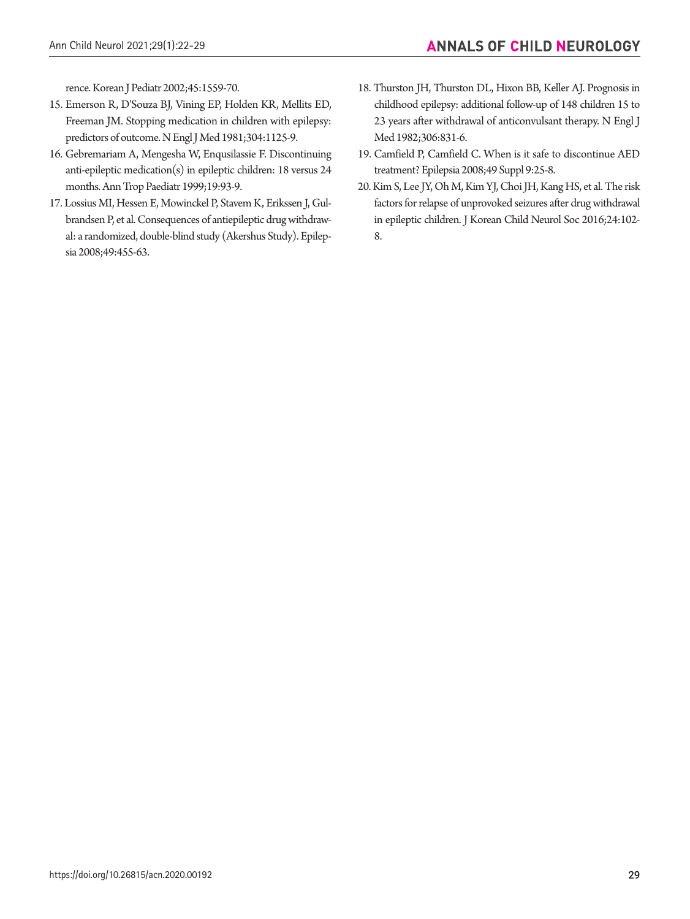rence. Korean J Pediatr 2002;45:1559-70.

15. Emerson R, D'Souza BJ, Vining EP, Holden KR, Mellits ED, Freeman JM. Stopping medication in children with epilepsy: predictors of outcome. N Engl J Med 1981;304:1125-9.
16. Gebremariam A, Mengesha W, Enqusilassie F. Discontinuing anti-epileptic medication(s) in epileptic children: 18 versus 24 months. Ann Trop Paediatr 1999;19:93-9.
17. Lossius MI, Hessen E, Mowinckel P, Stavem K, Erikssen J, Gulbrandsen P, et al. Consequences of antiepileptic drug withdrawal: a randomized, double-blind study (Akershus Study). Epilepsia 2008;49:455-63.
18. Thurston JH, Thurston DL, Hixon BB, Keller AJ. Prognosis in childhood epilepsy: additional follow-up of 148 children 15 to 23 years after withdrawal of anticonvulsant therapy. N Engl J Med 1982;306:831-6.
19. Camfield P, Camfield C. When is it safe to discontinue AED treatment? Epilepsia 2008;49 Suppl 9:25-8.
20. Kim S, Lee JY, Oh M, Kim YJ, Choi JH, Kang HS, et al. The risk factors for relapse of unprovoked seizures after drug withdrawal in epileptic children. J Korean Child Neurol Soc 2016;24:102-8.